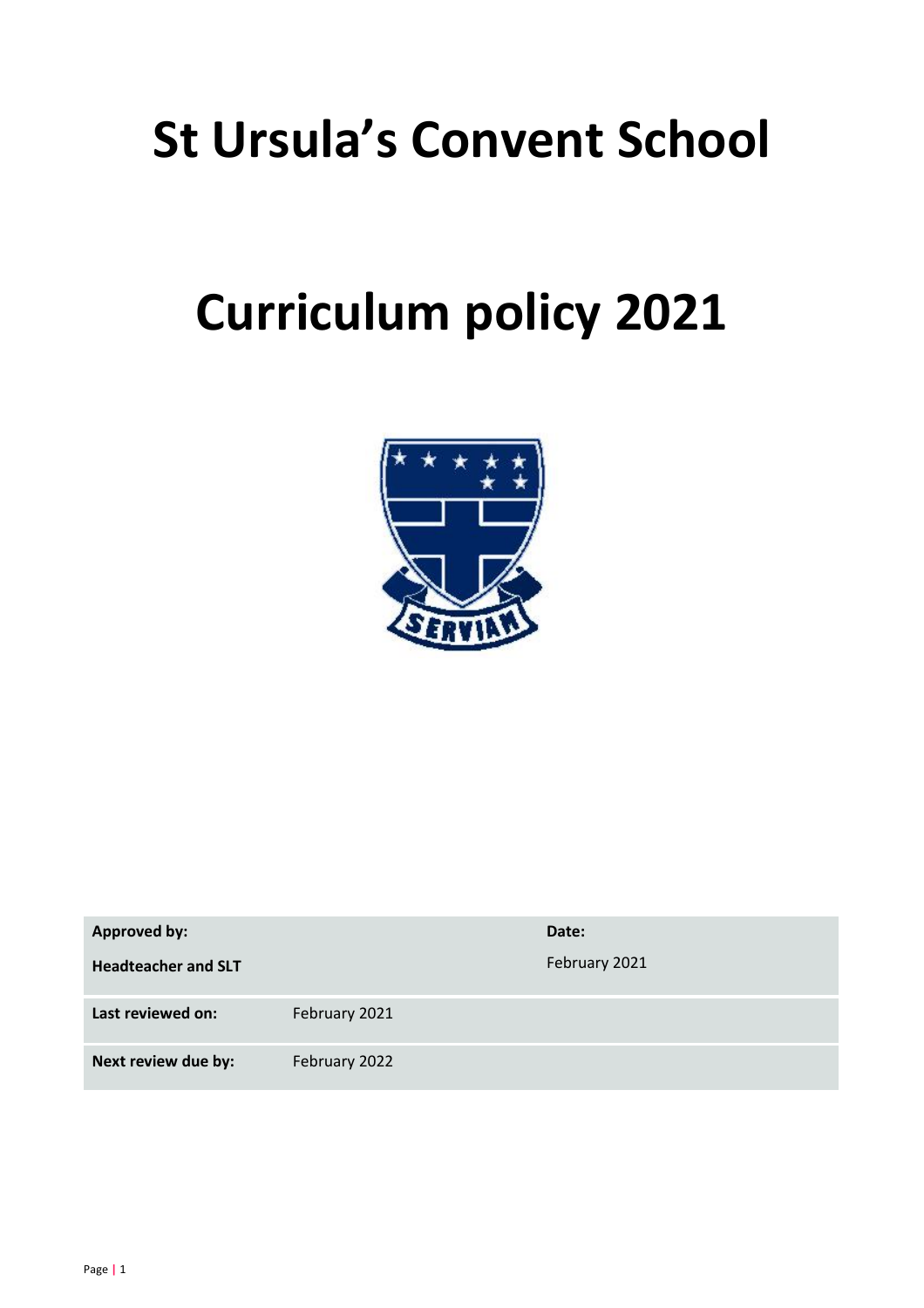# St Ursula's Convent School

# Curriculum policy 2021

| **Approved by:** | | **Date:** |
|---|---|---|
| **Headteacher and SLT** | | February 2021 |
| **Last reviewed on:** | February 2021 | |
| **Next review due by:** | February 2022 | |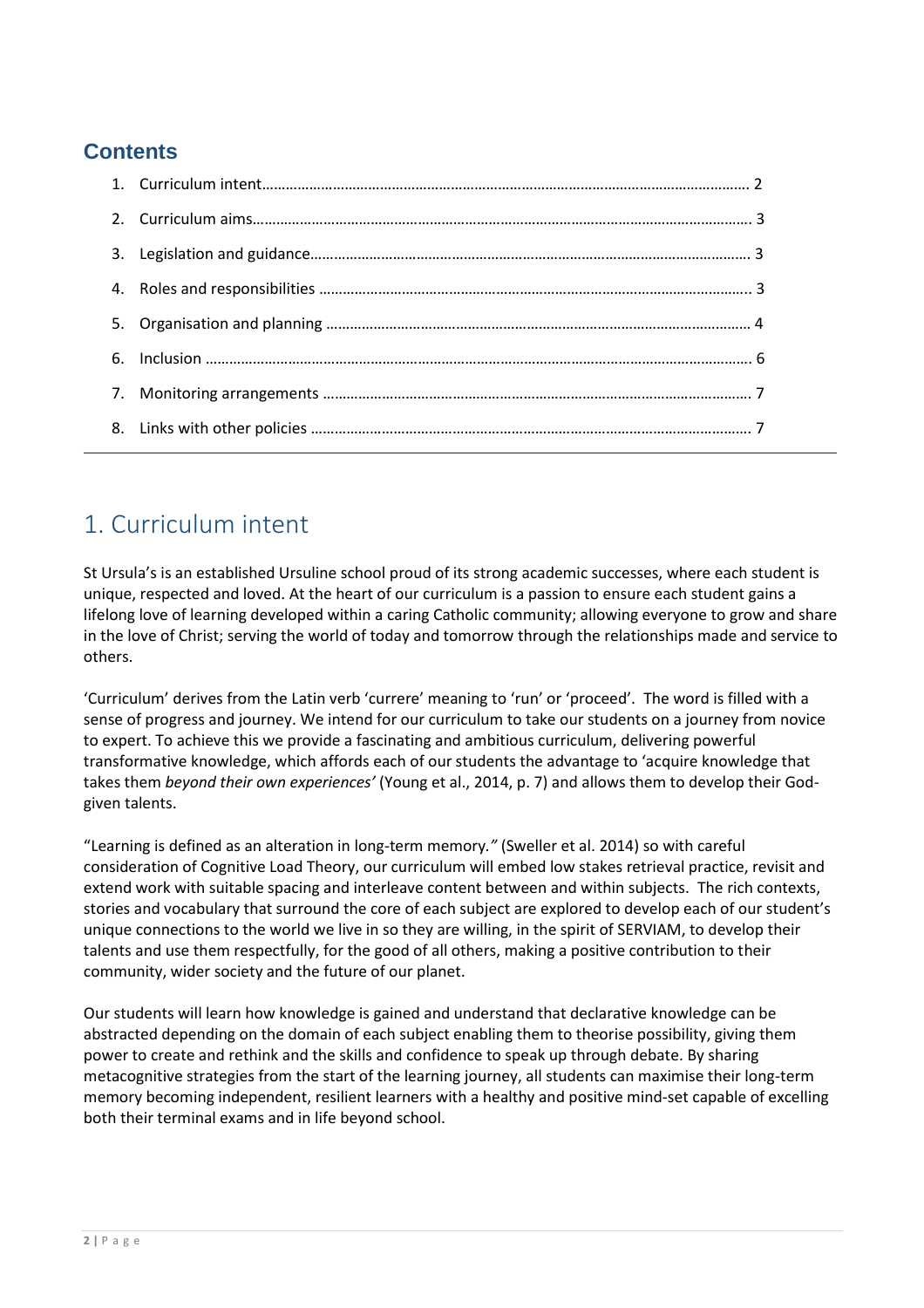## Contents

1. Curriculum intent ........................................................................................................................ 2
2. Curriculum aims.......................................................................................................................... 3
3. Legislation and guidance............................................................................................................. 3
4. Roles and responsibilities ........................................................................................................... 3
5. Organisation and planning ......................................................................................................... 4
6. Inclusion ...................................................................................................................................... 6
7. Monitoring arrangements .......................................................................................................... 7
8. Links with other policies ............................................................................................................. 7

---

# 1. Curriculum intent

St Ursula's is an established Ursuline school proud of its strong academic successes, where each student is unique, respected and loved. At the heart of our curriculum is a passion to ensure each student gains a lifelong love of learning developed within a caring Catholic community; allowing everyone to grow and share in the love of Christ; serving the world of today and tomorrow through the relationships made and service to others.

'Curriculum' derives from the Latin verb 'currere' meaning to 'run' or 'proceed'. The word is filled with a sense of progress and journey. We intend for our curriculum to take our students on a journey from novice to expert. To achieve this we provide a fascinating and ambitious curriculum, delivering powerful transformative knowledge, which affords each of our students the advantage to 'acquire knowledge that takes them *beyond their own experiences'* (Young et al., 2014, p. 7) and allows them to develop their God-given talents.

"Learning is defined as an alteration in long-term memory.*"* (Sweller et al. 2014) so with careful consideration of Cognitive Load Theory, our curriculum will embed low stakes retrieval practice, revisit and extend work with suitable spacing and interleave content between and within subjects. The rich contexts, stories and vocabulary that surround the core of each subject are explored to develop each of our student's unique connections to the world we live in so they are willing, in the spirit of SERVIAM, to develop their talents and use them respectfully, for the good of all others, making a positive contribution to their community, wider society and the future of our planet.

Our students will learn how knowledge is gained and understand that declarative knowledge can be abstracted depending on the domain of each subject enabling them to theorise possibility, giving them power to create and rethink and the skills and confidence to speak up through debate. By sharing metacognitive strategies from the start of the learning journey, all students can maximise their long-term memory becoming independent, resilient learners with a healthy and positive mind-set capable of excelling both their terminal exams and in life beyond school.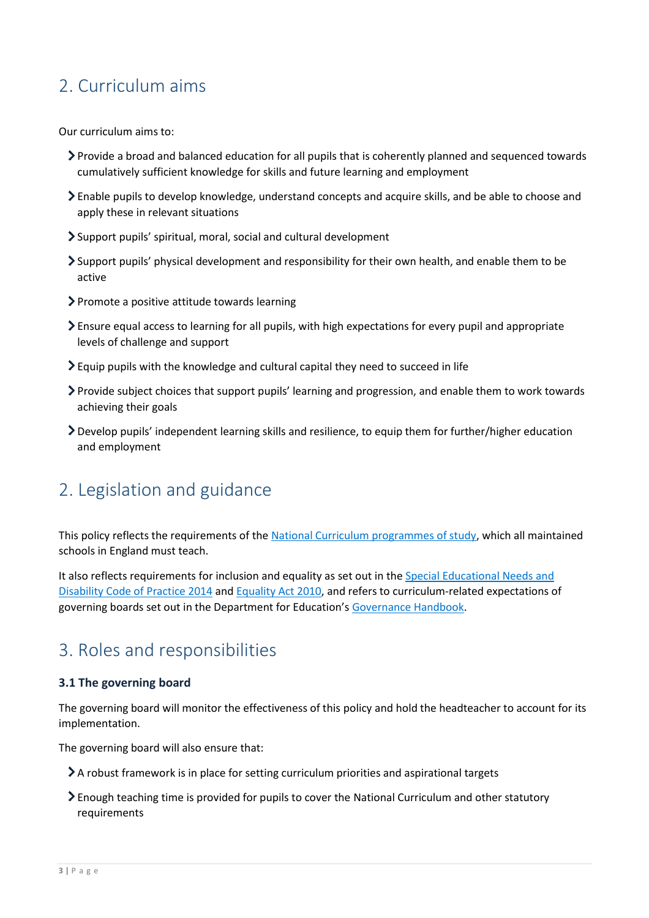## 2. Curriculum aims

Our curriculum aims to:

- Provide a broad and balanced education for all pupils that is coherently planned and sequenced towards cumulatively sufficient knowledge for skills and future learning and employment
- Enable pupils to develop knowledge, understand concepts and acquire skills, and be able to choose and apply these in relevant situations
- Support pupils' spiritual, moral, social and cultural development
- Support pupils' physical development and responsibility for their own health, and enable them to be active
- Promote a positive attitude towards learning
- Ensure equal access to learning for all pupils, with high expectations for every pupil and appropriate levels of challenge and support
- Equip pupils with the knowledge and cultural capital they need to succeed in life
- Provide subject choices that support pupils' learning and progression, and enable them to work towards achieving their goals
- Develop pupils' independent learning skills and resilience, to equip them for further/higher education and employment

## 2. Legislation and guidance

This policy reflects the requirements of the National Curriculum programmes of study, which all maintained schools in England must teach.

It also reflects requirements for inclusion and equality as set out in the Special Educational Needs and Disability Code of Practice 2014 and Equality Act 2010, and refers to curriculum-related expectations of governing boards set out in the Department for Education's Governance Handbook.

## 3. Roles and responsibilities

### 3.1 The governing board

The governing board will monitor the effectiveness of this policy and hold the headteacher to account for its implementation.

The governing board will also ensure that:

- A robust framework is in place for setting curriculum priorities and aspirational targets
- Enough teaching time is provided for pupils to cover the National Curriculum and other statutory requirements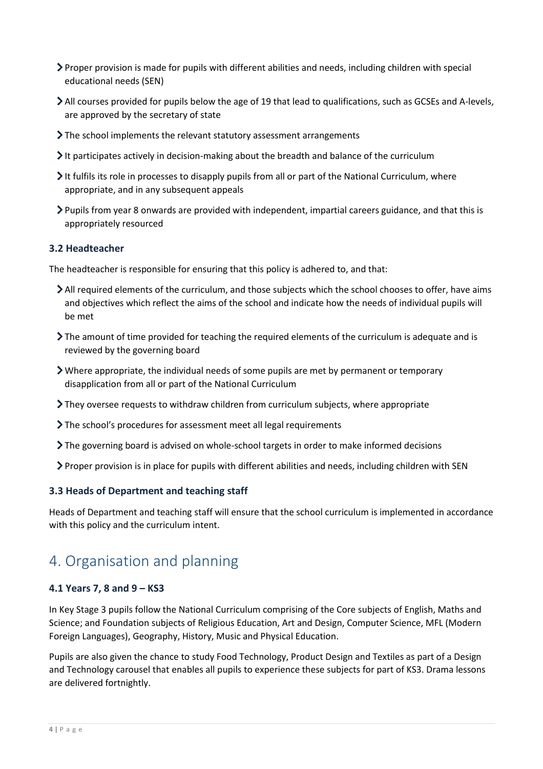- Proper provision is made for pupils with different abilities and needs, including children with special educational needs (SEN)
- All courses provided for pupils below the age of 19 that lead to qualifications, such as GCSEs and A-levels, are approved by the secretary of state
- The school implements the relevant statutory assessment arrangements
- It participates actively in decision-making about the breadth and balance of the curriculum
- It fulfils its role in processes to disapply pupils from all or part of the National Curriculum, where appropriate, and in any subsequent appeals
- Pupils from year 8 onwards are provided with independent, impartial careers guidance, and that this is appropriately resourced

### 3.2 Headteacher

The headteacher is responsible for ensuring that this policy is adhered to, and that:

- All required elements of the curriculum, and those subjects which the school chooses to offer, have aims and objectives which reflect the aims of the school and indicate how the needs of individual pupils will be met
- The amount of time provided for teaching the required elements of the curriculum is adequate and is reviewed by the governing board
- Where appropriate, the individual needs of some pupils are met by permanent or temporary disapplication from all or part of the National Curriculum
- They oversee requests to withdraw children from curriculum subjects, where appropriate
- The school's procedures for assessment meet all legal requirements
- The governing board is advised on whole-school targets in order to make informed decisions
- Proper provision is in place for pupils with different abilities and needs, including children with SEN

### 3.3 Heads of Department and teaching staff

Heads of Department and teaching staff will ensure that the school curriculum is implemented in accordance with this policy and the curriculum intent.

## 4. Organisation and planning

### 4.1 Years 7, 8 and 9 – KS3

In Key Stage 3 pupils follow the National Curriculum comprising of the Core subjects of English, Maths and Science; and Foundation subjects of Religious Education, Art and Design, Computer Science, MFL (Modern Foreign Languages), Geography, History, Music and Physical Education.

Pupils are also given the chance to study Food Technology, Product Design and Textiles as part of a Design and Technology carousel that enables all pupils to experience these subjects for part of KS3. Drama lessons are delivered fortnightly.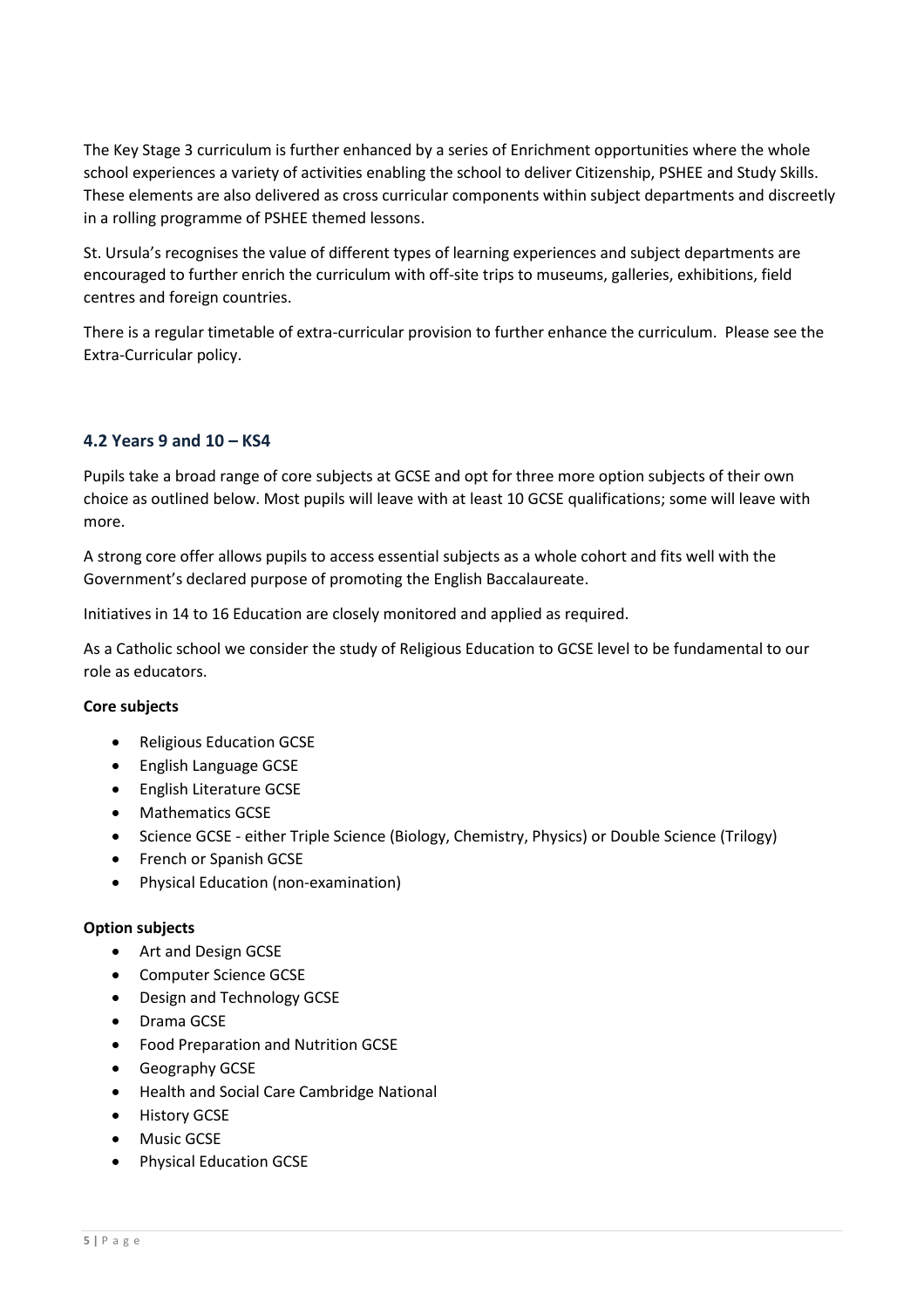The Key Stage 3 curriculum is further enhanced by a series of Enrichment opportunities where the whole school experiences a variety of activities enabling the school to deliver Citizenship, PSHEE and Study Skills. These elements are also delivered as cross curricular components within subject departments and discreetly in a rolling programme of PSHEE themed lessons.

St. Ursula's recognises the value of different types of learning experiences and subject departments are encouraged to further enrich the curriculum with off-site trips to museums, galleries, exhibitions, field centres and foreign countries.

There is a regular timetable of extra-curricular provision to further enhance the curriculum. Please see the Extra-Curricular policy.

### 4.2 Years 9 and 10 – KS4

Pupils take a broad range of core subjects at GCSE and opt for three more option subjects of their own choice as outlined below. Most pupils will leave with at least 10 GCSE qualifications; some will leave with more.

A strong core offer allows pupils to access essential subjects as a whole cohort and fits well with the Government's declared purpose of promoting the English Baccalaureate.

Initiatives in 14 to 16 Education are closely monitored and applied as required.

As a Catholic school we consider the study of Religious Education to GCSE level to be fundamental to our role as educators.

**Core subjects**

- Religious Education GCSE
- English Language GCSE
- English Literature GCSE
- Mathematics GCSE
- Science GCSE - either Triple Science (Biology, Chemistry, Physics) or Double Science (Trilogy)
- French or Spanish GCSE
- Physical Education (non-examination)

**Option subjects**

- Art and Design GCSE
- Computer Science GCSE
- Design and Technology GCSE
- Drama GCSE
- Food Preparation and Nutrition GCSE
- Geography GCSE
- Health and Social Care Cambridge National
- History GCSE
- Music GCSE
- Physical Education GCSE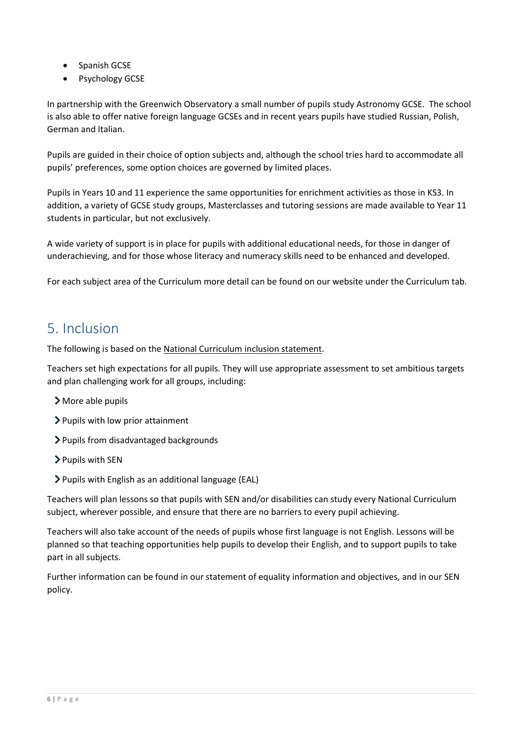- Spanish GCSE
- Psychology GCSE

In partnership with the Greenwich Observatory a small number of pupils study Astronomy GCSE. The school is also able to offer native foreign language GCSEs and in recent years pupils have studied Russian, Polish, German and Italian.

Pupils are guided in their choice of option subjects and, although the school tries hard to accommodate all pupils' preferences, some option choices are governed by limited places.

Pupils in Years 10 and 11 experience the same opportunities for enrichment activities as those in KS3. In addition, a variety of GCSE study groups, Masterclasses and tutoring sessions are made available to Year 11 students in particular, but not exclusively.

A wide variety of support is in place for pupils with additional educational needs, for those in danger of underachieving, and for those whose literacy and numeracy skills need to be enhanced and developed.

For each subject area of the Curriculum more detail can be found on our website under the Curriculum tab.

## 5. Inclusion

The following is based on the National Curriculum inclusion statement.

Teachers set high expectations for all pupils. They will use appropriate assessment to set ambitious targets and plan challenging work for all groups, including:

- More able pupils
- Pupils with low prior attainment
- Pupils from disadvantaged backgrounds
- Pupils with SEN
- Pupils with English as an additional language (EAL)

Teachers will plan lessons so that pupils with SEN and/or disabilities can study every National Curriculum subject, wherever possible, and ensure that there are no barriers to every pupil achieving.

Teachers will also take account of the needs of pupils whose first language is not English. Lessons will be planned so that teaching opportunities help pupils to develop their English, and to support pupils to take part in all subjects.

Further information can be found in our statement of equality information and objectives, and in our SEN policy.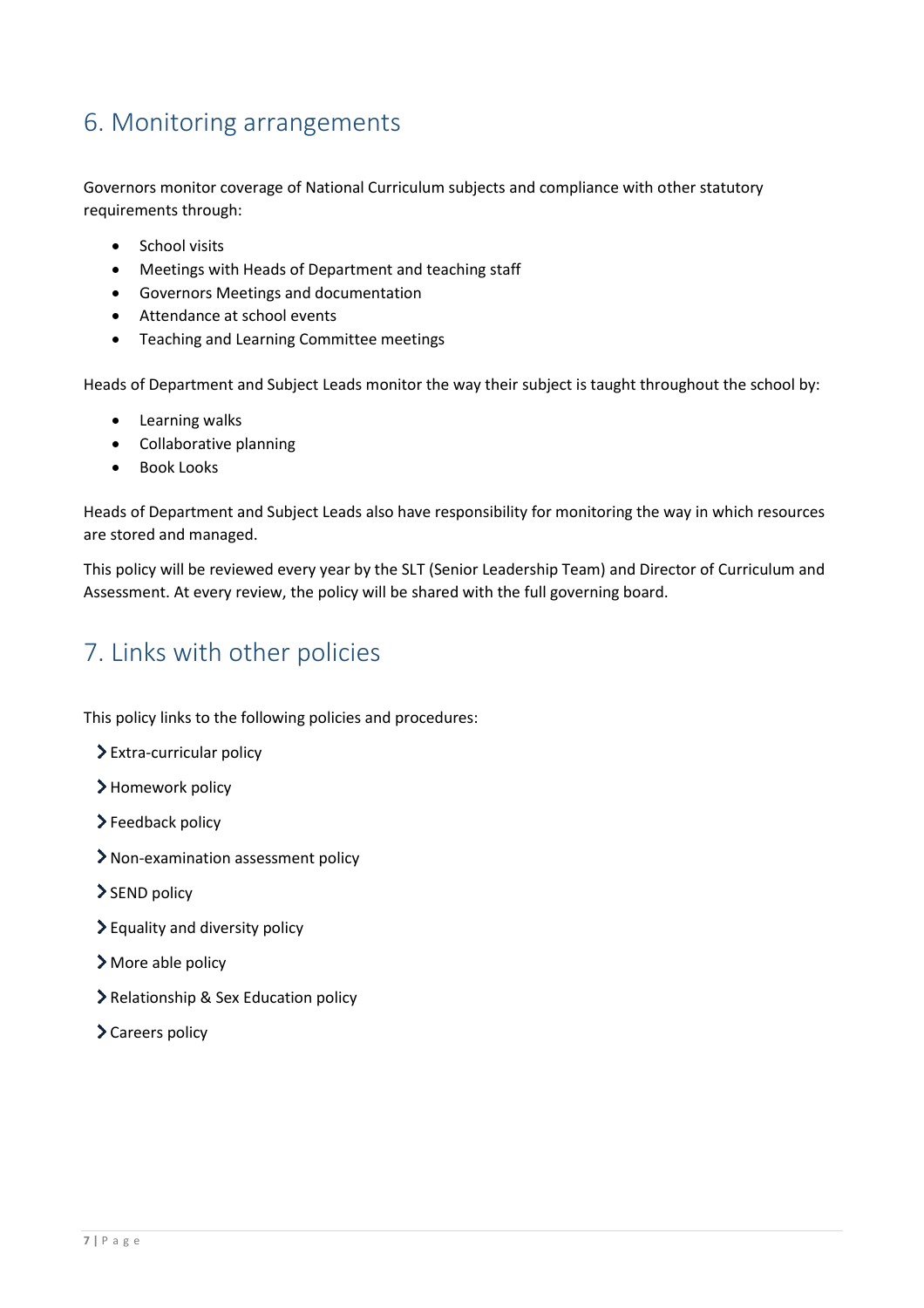## 6. Monitoring arrangements

Governors monitor coverage of National Curriculum subjects and compliance with other statutory requirements through:

- School visits
- Meetings with Heads of Department and teaching staff
- Governors Meetings and documentation
- Attendance at school events
- Teaching and Learning Committee meetings

Heads of Department and Subject Leads monitor the way their subject is taught throughout the school by:

- Learning walks
- Collaborative planning
- Book Looks

Heads of Department and Subject Leads also have responsibility for monitoring the way in which resources are stored and managed.

This policy will be reviewed every year by the SLT (Senior Leadership Team) and Director of Curriculum and Assessment. At every review, the policy will be shared with the full governing board.

## 7. Links with other policies

This policy links to the following policies and procedures:

- Extra-curricular policy
- Homework policy
- Feedback policy
- Non-examination assessment policy
- SEND policy
- Equality and diversity policy
- More able policy
- Relationship & Sex Education policy
- Careers policy